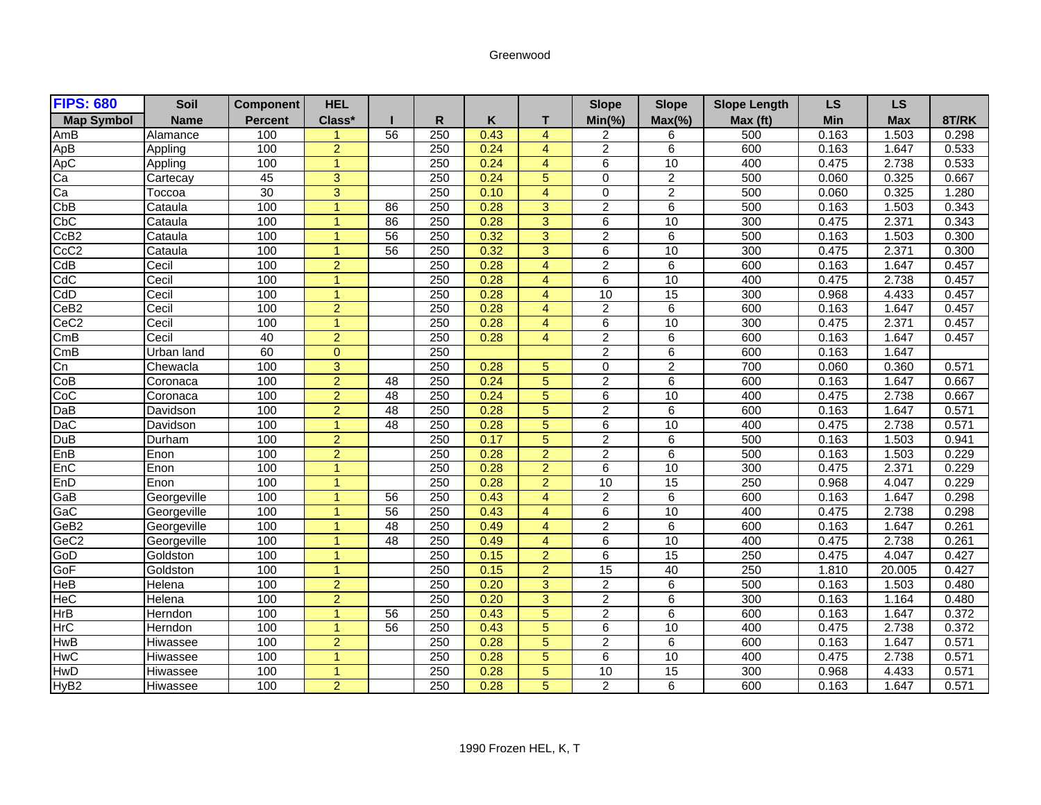Greenwood

| FIPS: 680 | Soil | Component | HEL | | | | | Slope | Slope | Slope Length | LS | LS | |
|---|---|---|---|---|---|---|---|---|---|---|---|---|---|
| Map Symbol | Name | Percent | Class* | I | R | K | T | Min(%) | Max(%) | Max (ft) | Min | Max | 8T/RK |
| AmB | Alamance | 100 | 1 | 56 | 250 | 0.43 | 4 | 2 | 6 | 500 | 0.163 | 1.503 | 0.298 |
| ApB | Appling | 100 | 2 | | 250 | 0.24 | 4 | 2 | 6 | 600 | 0.163 | 1.647 | 0.533 |
| ApC | Appling | 100 | 1 | | 250 | 0.24 | 4 | 6 | 10 | 400 | 0.475 | 2.738 | 0.533 |
| Ca | Cartecay | 45 | 3 | | 250 | 0.24 | 5 | 0 | 2 | 500 | 0.060 | 0.325 | 0.667 |
| Ca | Toccoa | 30 | 3 | | 250 | 0.10 | 4 | 0 | 2 | 500 | 0.060 | 0.325 | 1.280 |
| CbB | Cataula | 100 | 1 | 86 | 250 | 0.28 | 3 | 2 | 6 | 500 | 0.163 | 1.503 | 0.343 |
| CbC | Cataula | 100 | 1 | 86 | 250 | 0.28 | 3 | 6 | 10 | 300 | 0.475 | 2.371 | 0.343 |
| CcB2 | Cataula | 100 | 1 | 56 | 250 | 0.32 | 3 | 2 | 6 | 500 | 0.163 | 1.503 | 0.300 |
| CcC2 | Cataula | 100 | 1 | 56 | 250 | 0.32 | 3 | 6 | 10 | 300 | 0.475 | 2.371 | 0.300 |
| CdB | Cecil | 100 | 2 | | 250 | 0.28 | 4 | 2 | 6 | 600 | 0.163 | 1.647 | 0.457 |
| CdC | Cecil | 100 | 1 | | 250 | 0.28 | 4 | 6 | 10 | 400 | 0.475 | 2.738 | 0.457 |
| CdD | Cecil | 100 | 1 | | 250 | 0.28 | 4 | 10 | 15 | 300 | 0.968 | 4.433 | 0.457 |
| CeB2 | Cecil | 100 | 2 | | 250 | 0.28 | 4 | 2 | 6 | 600 | 0.163 | 1.647 | 0.457 |
| CeC2 | Cecil | 100 | 1 | | 250 | 0.28 | 4 | 6 | 10 | 300 | 0.475 | 2.371 | 0.457 |
| CmB | Cecil | 40 | 2 | | 250 | 0.28 | 4 | 2 | 6 | 600 | 0.163 | 1.647 | 0.457 |
| CmB | Urban land | 60 | 0 | | 250 | | | 2 | 6 | 600 | 0.163 | 1.647 | |
| Cn | Chewacla | 100 | 3 | | 250 | 0.28 | 5 | 0 | 2 | 700 | 0.060 | 0.360 | 0.571 |
| CoB | Coronaca | 100 | 2 | 48 | 250 | 0.24 | 5 | 2 | 6 | 600 | 0.163 | 1.647 | 0.667 |
| CoC | Coronaca | 100 | 2 | 48 | 250 | 0.24 | 5 | 6 | 10 | 400 | 0.475 | 2.738 | 0.667 |
| DaB | Davidson | 100 | 2 | 48 | 250 | 0.28 | 5 | 2 | 6 | 600 | 0.163 | 1.647 | 0.571 |
| DaC | Davidson | 100 | 1 | 48 | 250 | 0.28 | 5 | 6 | 10 | 400 | 0.475 | 2.738 | 0.571 |
| DuB | Durham | 100 | 2 | | 250 | 0.17 | 5 | 2 | 6 | 500 | 0.163 | 1.503 | 0.941 |
| EnB | Enon | 100 | 2 | | 250 | 0.28 | 2 | 2 | 6 | 500 | 0.163 | 1.503 | 0.229 |
| EnC | Enon | 100 | 1 | | 250 | 0.28 | 2 | 6 | 10 | 300 | 0.475 | 2.371 | 0.229 |
| EnD | Enon | 100 | 1 | | 250 | 0.28 | 2 | 10 | 15 | 250 | 0.968 | 4.047 | 0.229 |
| GaB | Georgeville | 100 | 1 | 56 | 250 | 0.43 | 4 | 2 | 6 | 600 | 0.163 | 1.647 | 0.298 |
| GaC | Georgeville | 100 | 1 | 56 | 250 | 0.43 | 4 | 6 | 10 | 400 | 0.475 | 2.738 | 0.298 |
| GeB2 | Georgeville | 100 | 1 | 48 | 250 | 0.49 | 4 | 2 | 6 | 600 | 0.163 | 1.647 | 0.261 |
| GeC2 | Georgeville | 100 | 1 | 48 | 250 | 0.49 | 4 | 6 | 10 | 400 | 0.475 | 2.738 | 0.261 |
| GoD | Goldston | 100 | 1 | | 250 | 0.15 | 2 | 6 | 15 | 250 | 0.475 | 4.047 | 0.427 |
| GoF | Goldston | 100 | 1 | | 250 | 0.15 | 2 | 15 | 40 | 250 | 1.810 | 20.005 | 0.427 |
| HeB | Helena | 100 | 2 | | 250 | 0.20 | 3 | 2 | 6 | 500 | 0.163 | 1.503 | 0.480 |
| HeC | Helena | 100 | 2 | | 250 | 0.20 | 3 | 2 | 6 | 300 | 0.163 | 1.164 | 0.480 |
| HrB | Herndon | 100 | 1 | 56 | 250 | 0.43 | 5 | 2 | 6 | 600 | 0.163 | 1.647 | 0.372 |
| HrC | Herndon | 100 | 1 | 56 | 250 | 0.43 | 5 | 6 | 10 | 400 | 0.475 | 2.738 | 0.372 |
| HwB | Hiwassee | 100 | 2 | | 250 | 0.28 | 5 | 2 | 6 | 600 | 0.163 | 1.647 | 0.571 |
| HwC | Hiwassee | 100 | 1 | | 250 | 0.28 | 5 | 6 | 10 | 400 | 0.475 | 2.738 | 0.571 |
| HwD | Hiwassee | 100 | 1 | | 250 | 0.28 | 5 | 10 | 15 | 300 | 0.968 | 4.433 | 0.571 |
| HyB2 | Hiwassee | 100 | 2 | | 250 | 0.28 | 5 | 2 | 6 | 600 | 0.163 | 1.647 | 0.571 |

1990 Frozen HEL, K, T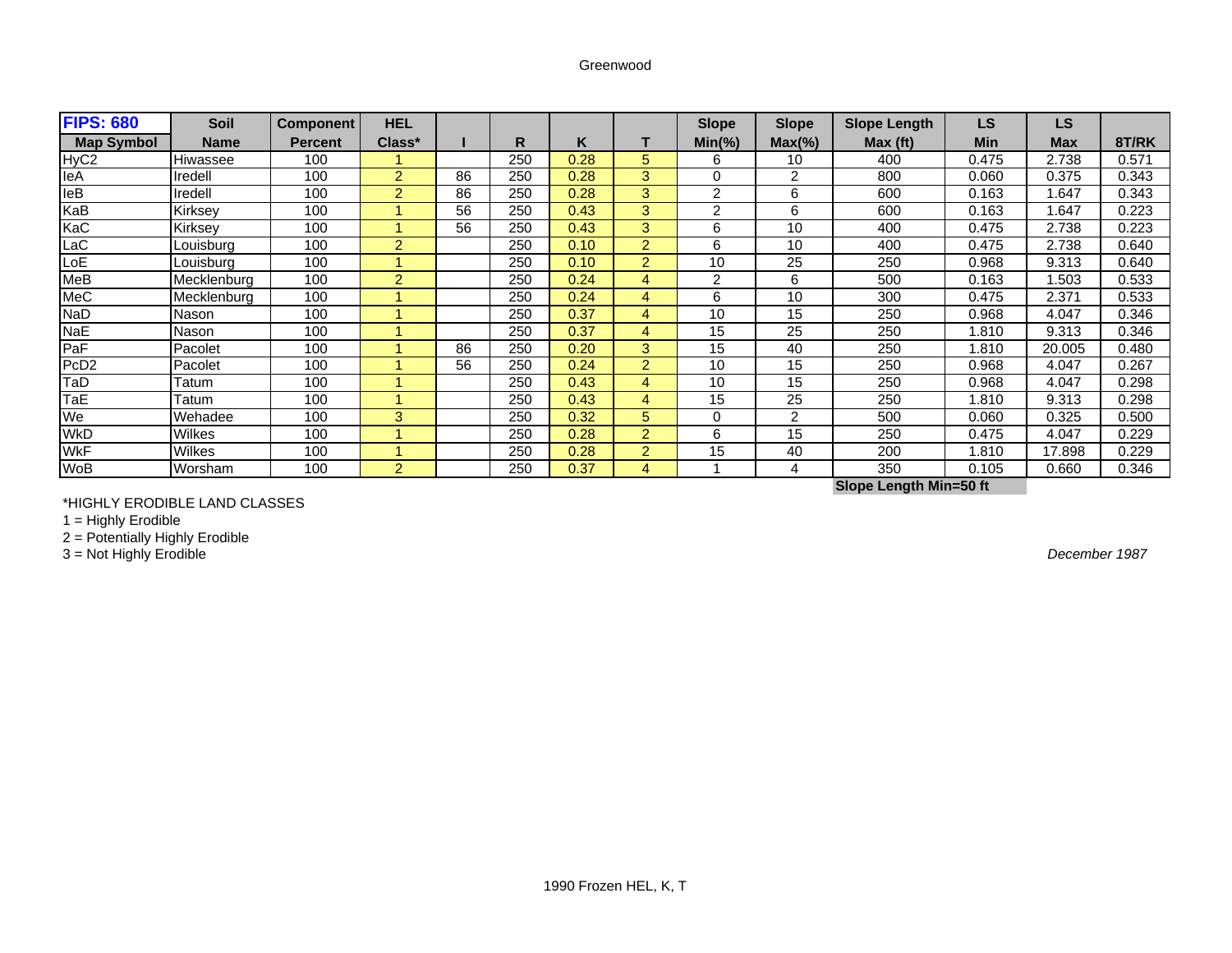Greenwood

| FIPS: 680 | Soil | Component | HEL | | | | | Slope | Slope | Slope Length | LS | LS | |
|---|---|---|---|---|---|---|---|---|---|---|---|---|---|
| Map Symbol | Name | Percent | Class* | I | R | K | T | Min(%) | Max(%) | Max (ft) | Min | Max | 8T/RK |
| HyC2 | Hiwassee | 100 | 1 | | 250 | 0.28 | 5 | 6 | 10 | 400 | 0.475 | 2.738 | 0.571 |
| IeA | Iredell | 100 | 2 | 86 | 250 | 0.28 | 3 | 0 | 2 | 800 | 0.060 | 0.375 | 0.343 |
| IeB | Iredell | 100 | 2 | 86 | 250 | 0.28 | 3 | 2 | 6 | 600 | 0.163 | 1.647 | 0.343 |
| KaB | Kirksey | 100 | 1 | 56 | 250 | 0.43 | 3 | 2 | 6 | 600 | 0.163 | 1.647 | 0.223 |
| KaC | Kirksey | 100 | 1 | 56 | 250 | 0.43 | 3 | 6 | 10 | 400 | 0.475 | 2.738 | 0.223 |
| LaC | Louisburg | 100 | 2 | | 250 | 0.10 | 2 | 6 | 10 | 400 | 0.475 | 2.738 | 0.640 |
| LoE | Louisburg | 100 | 1 | | 250 | 0.10 | 2 | 10 | 25 | 250 | 0.968 | 9.313 | 0.640 |
| MeB | Mecklenburg | 100 | 2 | | 250 | 0.24 | 4 | 2 | 6 | 500 | 0.163 | 1.503 | 0.533 |
| MeC | Mecklenburg | 100 | 1 | | 250 | 0.24 | 4 | 6 | 10 | 300 | 0.475 | 2.371 | 0.533 |
| NaD | Nason | 100 | 1 | | 250 | 0.37 | 4 | 10 | 15 | 250 | 0.968 | 4.047 | 0.346 |
| NaE | Nason | 100 | 1 | | 250 | 0.37 | 4 | 15 | 25 | 250 | 1.810 | 9.313 | 0.346 |
| PaF | Pacolet | 100 | 1 | 86 | 250 | 0.20 | 3 | 15 | 40 | 250 | 1.810 | 20.005 | 0.480 |
| PcD2 | Pacolet | 100 | 1 | 56 | 250 | 0.24 | 2 | 10 | 15 | 250 | 0.968 | 4.047 | 0.267 |
| TaD | Tatum | 100 | 1 | | 250 | 0.43 | 4 | 10 | 15 | 250 | 0.968 | 4.047 | 0.298 |
| TaE | Tatum | 100 | 1 | | 250 | 0.43 | 4 | 15 | 25 | 250 | 1.810 | 9.313 | 0.298 |
| We | Wehadee | 100 | 3 | | 250 | 0.32 | 5 | 0 | 2 | 500 | 0.060 | 0.325 | 0.500 |
| WkD | Wilkes | 100 | 1 | | 250 | 0.28 | 2 | 6 | 15 | 250 | 0.475 | 4.047 | 0.229 |
| WkF | Wilkes | 100 | 1 | | 250 | 0.28 | 2 | 15 | 40 | 200 | 1.810 | 17.898 | 0.229 |
| WoB | Worsham | 100 | 2 | | 250 | 0.37 | 4 | 1 | 4 | 350 | 0.105 | 0.660 | 0.346 |

**Slope Length Min=50 ft**

*HIGHLY ERODIBLE LAND CLASSES

1 = Highly Erodible

2 = Potentially Highly Erodible

3 = Not Highly Erodible

*December 1987*

1990 Frozen HEL, K, T